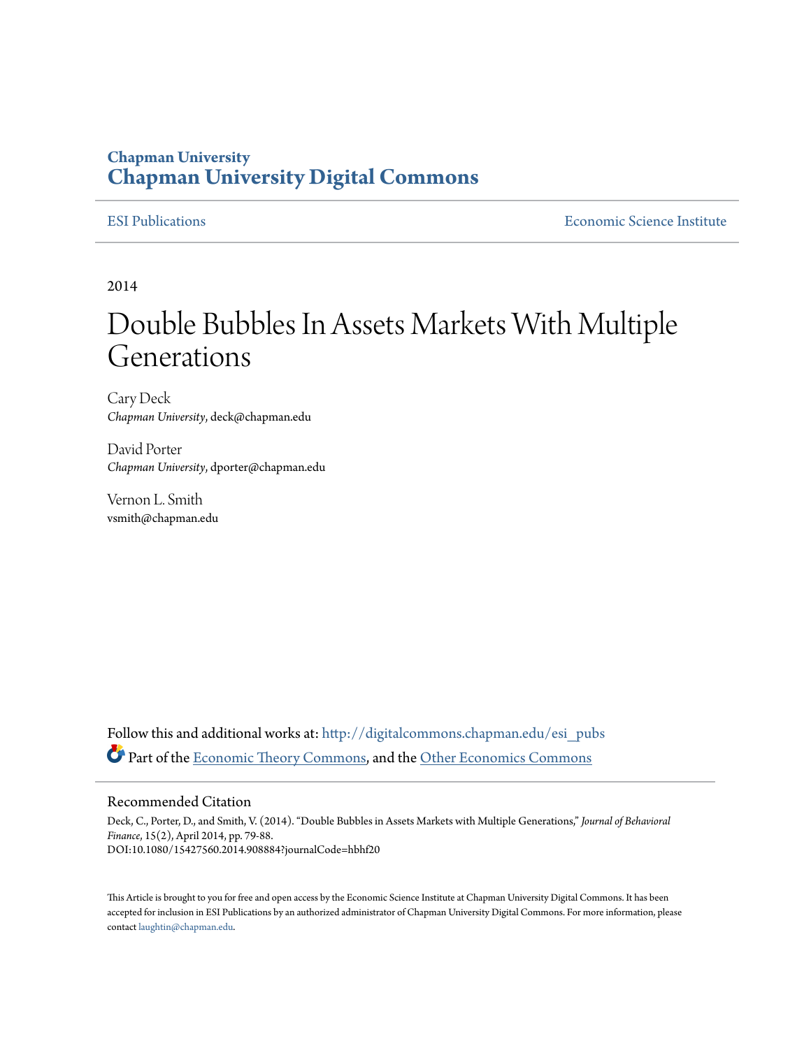Chapman University
**Chapman University Digital Commons**

ESI Publications | Economic Science Institute

2014

# Double Bubbles In Assets Markets With Multiple Generations

Cary Deck
*Chapman University*, deck@chapman.edu

David Porter
*Chapman University*, dporter@chapman.edu

Vernon L. Smith
vsmith@chapman.edu

Follow this and additional works at: http://digitalcommons.chapman.edu/esi_pubs

Part of the Economic Theory Commons, and the Other Economics Commons

## Recommended Citation

Deck, C., Porter, D., and Smith, V. (2014). "Double Bubbles in Assets Markets with Multiple Generations," *Journal of Behavioral Finance*, 15(2), April 2014, pp. 79-88.
DOI:10.1080/15427560.2014.908884?journalCode=hbhf20

This Article is brought to you for free and open access by the Economic Science Institute at Chapman University Digital Commons. It has been accepted for inclusion in ESI Publications by an authorized administrator of Chapman University Digital Commons. For more information, please contact laughtin@chapman.edu.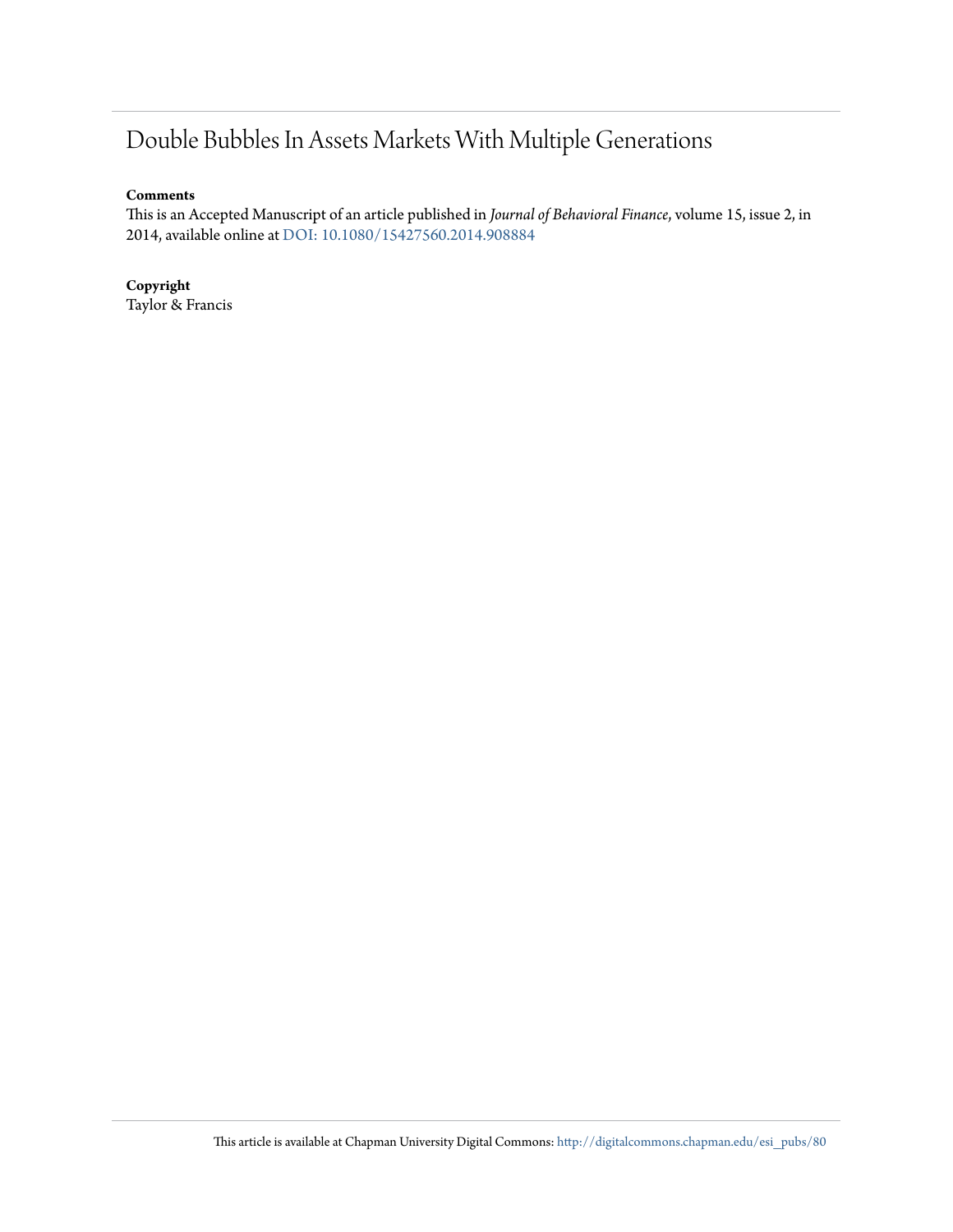# Double Bubbles In Assets Markets With Multiple Generations

**Comments**

This is an Accepted Manuscript of an article published in *Journal of Behavioral Finance*, volume 15, issue 2, in 2014, available online at DOI: 10.1080/15427560.2014.908884

**Copyright**

Taylor & Francis

This article is available at Chapman University Digital Commons: http://digitalcommons.chapman.edu/esi_pubs/80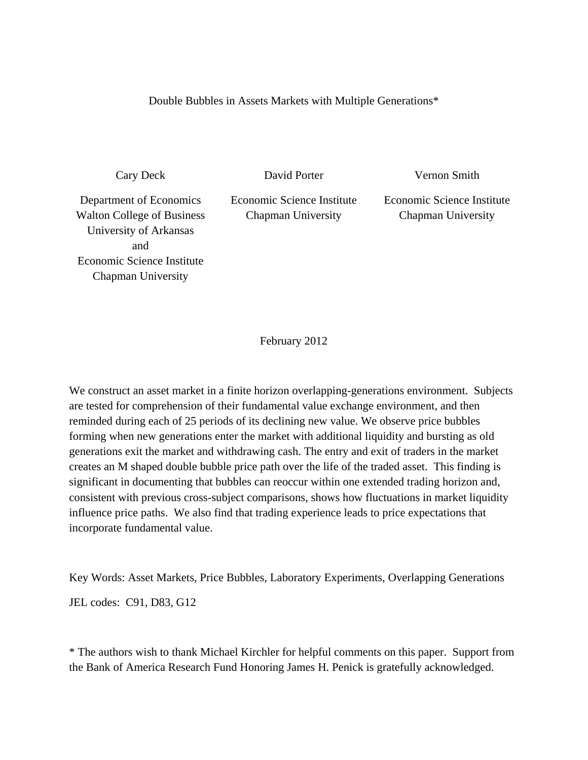# Double Bubbles in Assets Markets with Multiple Generations*

Cary Deck

Department of Economics
Walton College of Business
University of Arkansas
and
Economic Science Institute
Chapman University

David Porter

Economic Science Institute
Chapman University

Vernon Smith

Economic Science Institute
Chapman University

February 2012

We construct an asset market in a finite horizon overlapping-generations environment. Subjects are tested for comprehension of their fundamental value exchange environment, and then reminded during each of 25 periods of its declining new value. We observe price bubbles forming when new generations enter the market with additional liquidity and bursting as old generations exit the market and withdrawing cash. The entry and exit of traders in the market creates an M shaped double bubble price path over the life of the traded asset. This finding is significant in documenting that bubbles can reoccur within one extended trading horizon and, consistent with previous cross-subject comparisons, shows how fluctuations in market liquidity influence price paths. We also find that trading experience leads to price expectations that incorporate fundamental value.

Key Words: Asset Markets, Price Bubbles, Laboratory Experiments, Overlapping Generations

JEL codes: C91, D83, G12

* The authors wish to thank Michael Kirchler for helpful comments on this paper. Support from the Bank of America Research Fund Honoring James H. Penick is gratefully acknowledged.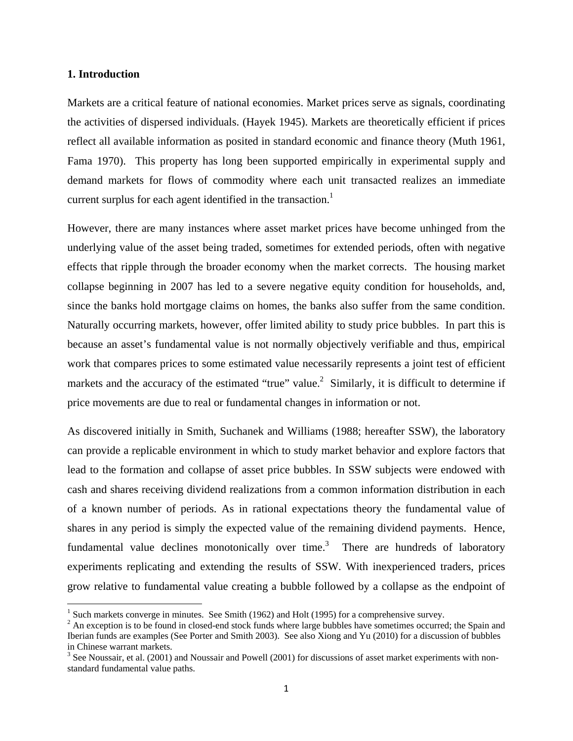### 1. Introduction

Markets are a critical feature of national economies. Market prices serve as signals, coordinating the activities of dispersed individuals. (Hayek 1945). Markets are theoretically efficient if prices reflect all available information as posited in standard economic and finance theory (Muth 1961, Fama 1970). This property has long been supported empirically in experimental supply and demand markets for flows of commodity where each unit transacted realizes an immediate current surplus for each agent identified in the transaction.[1]

However, there are many instances where asset market prices have become unhinged from the underlying value of the asset being traded, sometimes for extended periods, often with negative effects that ripple through the broader economy when the market corrects. The housing market collapse beginning in 2007 has led to a severe negative equity condition for households, and, since the banks hold mortgage claims on homes, the banks also suffer from the same condition. Naturally occurring markets, however, offer limited ability to study price bubbles. In part this is because an asset's fundamental value is not normally objectively verifiable and thus, empirical work that compares prices to some estimated value necessarily represents a joint test of efficient markets and the accuracy of the estimated "true" value.[2] Similarly, it is difficult to determine if price movements are due to real or fundamental changes in information or not.

As discovered initially in Smith, Suchanek and Williams (1988; hereafter SSW), the laboratory can provide a replicable environment in which to study market behavior and explore factors that lead to the formation and collapse of asset price bubbles. In SSW subjects were endowed with cash and shares receiving dividend realizations from a common information distribution in each of a known number of periods. As in rational expectations theory the fundamental value of shares in any period is simply the expected value of the remaining dividend payments. Hence, fundamental value declines monotonically over time.[3] There are hundreds of laboratory experiments replicating and extending the results of SSW. With inexperienced traders, prices grow relative to fundamental value creating a bubble followed by a collapse as the endpoint of

---

[1] Such markets converge in minutes. See Smith (1962) and Holt (1995) for a comprehensive survey.

[2] An exception is to be found in closed-end stock funds where large bubbles have sometimes occurred; the Spain and Iberian funds are examples (See Porter and Smith 2003). See also Xiong and Yu (2010) for a discussion of bubbles in Chinese warrant markets.

[3] See Noussair, et al. (2001) and Noussair and Powell (2001) for discussions of asset market experiments with non-standard fundamental value paths.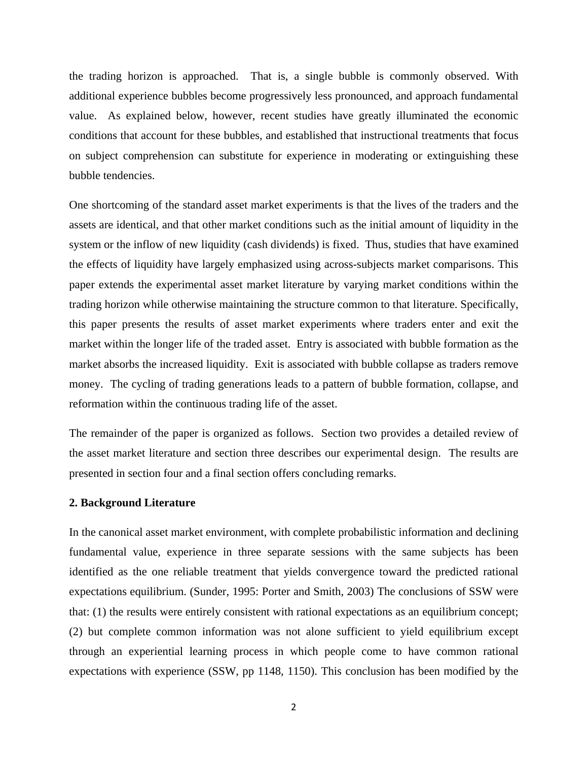the trading horizon is approached. That is, a single bubble is commonly observed. With additional experience bubbles become progressively less pronounced, and approach fundamental value. As explained below, however, recent studies have greatly illuminated the economic conditions that account for these bubbles, and established that instructional treatments that focus on subject comprehension can substitute for experience in moderating or extinguishing these bubble tendencies.

One shortcoming of the standard asset market experiments is that the lives of the traders and the assets are identical, and that other market conditions such as the initial amount of liquidity in the system or the inflow of new liquidity (cash dividends) is fixed. Thus, studies that have examined the effects of liquidity have largely emphasized using across-subjects market comparisons. This paper extends the experimental asset market literature by varying market conditions within the trading horizon while otherwise maintaining the structure common to that literature. Specifically, this paper presents the results of asset market experiments where traders enter and exit the market within the longer life of the traded asset. Entry is associated with bubble formation as the market absorbs the increased liquidity. Exit is associated with bubble collapse as traders remove money. The cycling of trading generations leads to a pattern of bubble formation, collapse, and reformation within the continuous trading life of the asset.

The remainder of the paper is organized as follows. Section two provides a detailed review of the asset market literature and section three describes our experimental design. The results are presented in section four and a final section offers concluding remarks.

## 2. Background Literature

In the canonical asset market environment, with complete probabilistic information and declining fundamental value, experience in three separate sessions with the same subjects has been identified as the one reliable treatment that yields convergence toward the predicted rational expectations equilibrium. (Sunder, 1995: Porter and Smith, 2003) The conclusions of SSW were that: (1) the results were entirely consistent with rational expectations as an equilibrium concept; (2) but complete common information was not alone sufficient to yield equilibrium except through an experiential learning process in which people come to have common rational expectations with experience (SSW, pp 1148, 1150). This conclusion has been modified by the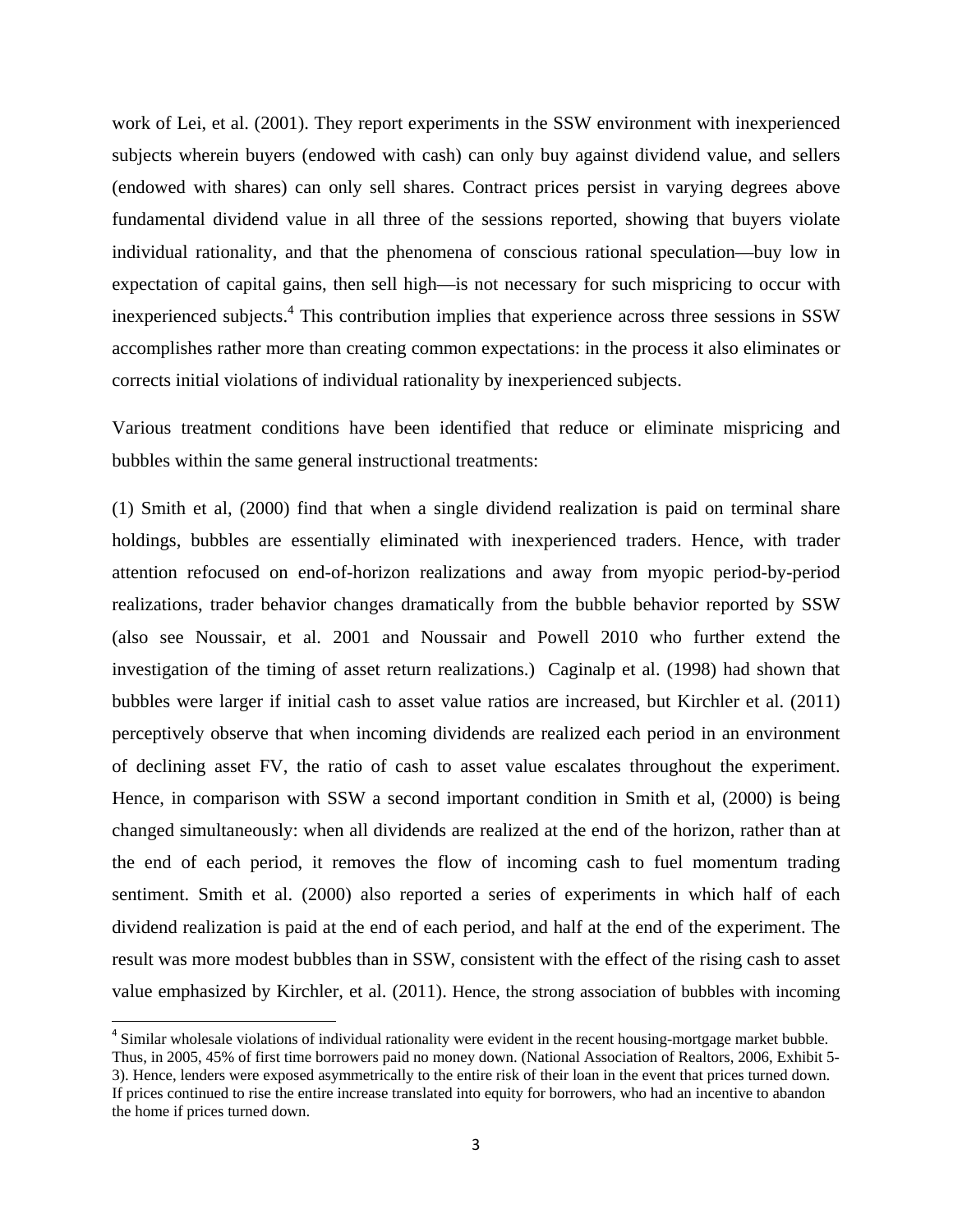work of Lei, et al. (2001). They report experiments in the SSW environment with inexperienced subjects wherein buyers (endowed with cash) can only buy against dividend value, and sellers (endowed with shares) can only sell shares. Contract prices persist in varying degrees above fundamental dividend value in all three of the sessions reported, showing that buyers violate individual rationality, and that the phenomena of conscious rational speculation—buy low in expectation of capital gains, then sell high—is not necessary for such mispricing to occur with inexperienced subjects.[4] This contribution implies that experience across three sessions in SSW accomplishes rather more than creating common expectations: in the process it also eliminates or corrects initial violations of individual rationality by inexperienced subjects.

Various treatment conditions have been identified that reduce or eliminate mispricing and bubbles within the same general instructional treatments:

(1) Smith et al, (2000) find that when a single dividend realization is paid on terminal share holdings, bubbles are essentially eliminated with inexperienced traders. Hence, with trader attention refocused on end-of-horizon realizations and away from myopic period-by-period realizations, trader behavior changes dramatically from the bubble behavior reported by SSW (also see Noussair, et al. 2001 and Noussair and Powell 2010 who further extend the investigation of the timing of asset return realizations.) Caginalp et al. (1998) had shown that bubbles were larger if initial cash to asset value ratios are increased, but Kirchler et al. (2011) perceptively observe that when incoming dividends are realized each period in an environment of declining asset FV, the ratio of cash to asset value escalates throughout the experiment. Hence, in comparison with SSW a second important condition in Smith et al, (2000) is being changed simultaneously: when all dividends are realized at the end of the horizon, rather than at the end of each period, it removes the flow of incoming cash to fuel momentum trading sentiment. Smith et al. (2000) also reported a series of experiments in which half of each dividend realization is paid at the end of each period, and half at the end of the experiment. The result was more modest bubbles than in SSW, consistent with the effect of the rising cash to asset value emphasized by Kirchler, et al. (2011). Hence, the strong association of bubbles with incoming

[4] Similar wholesale violations of individual rationality were evident in the recent housing-mortgage market bubble. Thus, in 2005, 45% of first time borrowers paid no money down. (National Association of Realtors, 2006, Exhibit 5-3). Hence, lenders were exposed asymmetrically to the entire risk of their loan in the event that prices turned down. If prices continued to rise the entire increase translated into equity for borrowers, who had an incentive to abandon the home if prices turned down.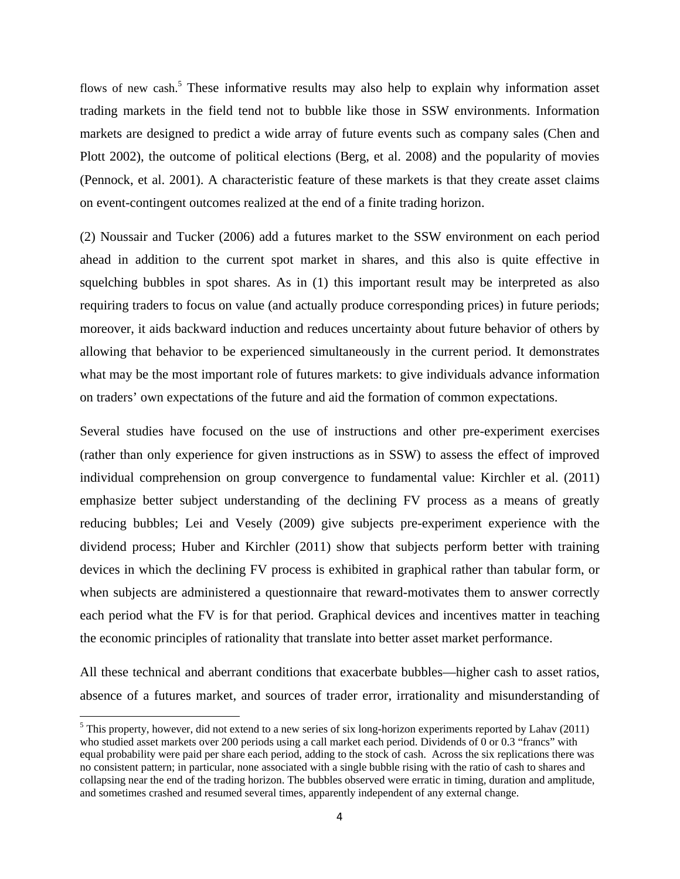flows of new cash.[5] These informative results may also help to explain why information asset trading markets in the field tend not to bubble like those in SSW environments. Information markets are designed to predict a wide array of future events such as company sales (Chen and Plott 2002), the outcome of political elections (Berg, et al. 2008) and the popularity of movies (Pennock, et al. 2001). A characteristic feature of these markets is that they create asset claims on event-contingent outcomes realized at the end of a finite trading horizon.

(2) Noussair and Tucker (2006) add a futures market to the SSW environment on each period ahead in addition to the current spot market in shares, and this also is quite effective in squelching bubbles in spot shares. As in (1) this important result may be interpreted as also requiring traders to focus on value (and actually produce corresponding prices) in future periods; moreover, it aids backward induction and reduces uncertainty about future behavior of others by allowing that behavior to be experienced simultaneously in the current period. It demonstrates what may be the most important role of futures markets: to give individuals advance information on traders' own expectations of the future and aid the formation of common expectations.

Several studies have focused on the use of instructions and other pre-experiment exercises (rather than only experience for given instructions as in SSW) to assess the effect of improved individual comprehension on group convergence to fundamental value: Kirchler et al. (2011) emphasize better subject understanding of the declining FV process as a means of greatly reducing bubbles; Lei and Vesely (2009) give subjects pre-experiment experience with the dividend process; Huber and Kirchler (2011) show that subjects perform better with training devices in which the declining FV process is exhibited in graphical rather than tabular form, or when subjects are administered a questionnaire that reward-motivates them to answer correctly each period what the FV is for that period. Graphical devices and incentives matter in teaching the economic principles of rationality that translate into better asset market performance.

All these technical and aberrant conditions that exacerbate bubbles—higher cash to asset ratios, absence of a futures market, and sources of trader error, irrationality and misunderstanding of

[5] This property, however, did not extend to a new series of six long-horizon experiments reported by Lahav (2011) who studied asset markets over 200 periods using a call market each period. Dividends of 0 or 0.3 "francs" with equal probability were paid per share each period, adding to the stock of cash. Across the six replications there was no consistent pattern; in particular, none associated with a single bubble rising with the ratio of cash to shares and collapsing near the end of the trading horizon. The bubbles observed were erratic in timing, duration and amplitude, and sometimes crashed and resumed several times, apparently independent of any external change.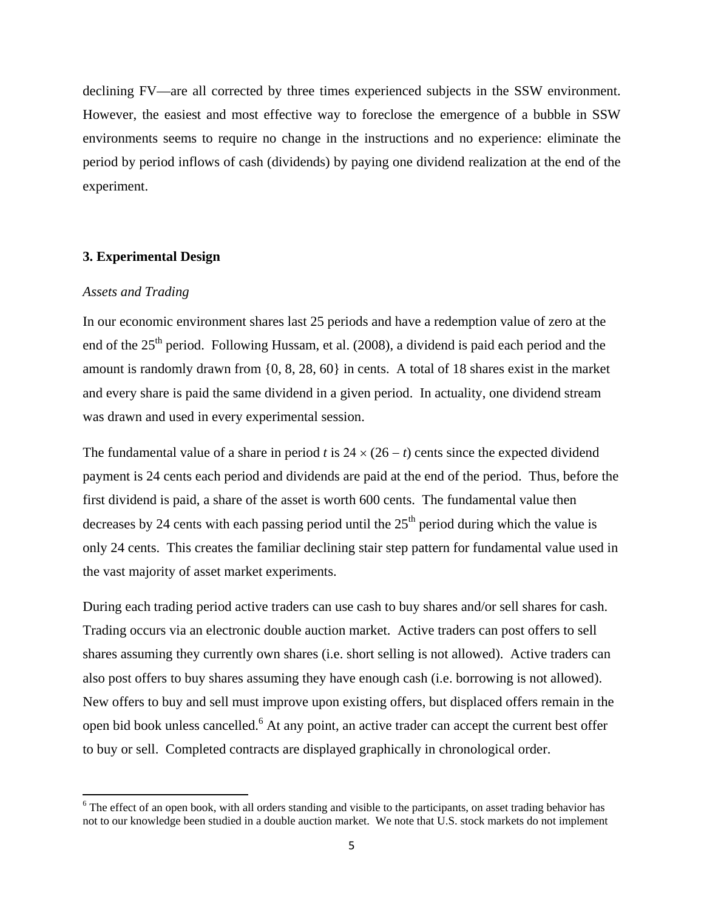declining FV—are all corrected by three times experienced subjects in the SSW environment. However, the easiest and most effective way to foreclose the emergence of a bubble in SSW environments seems to require no change in the instructions and no experience: eliminate the period by period inflows of cash (dividends) by paying one dividend realization at the end of the experiment.

### 3. Experimental Design

*Assets and Trading*

In our economic environment shares last 25 periods and have a redemption value of zero at the end of the 25th period. Following Hussam, et al. (2008), a dividend is paid each period and the amount is randomly drawn from {0, 8, 28, 60} in cents. A total of 18 shares exist in the market and every share is paid the same dividend in a given period. In actuality, one dividend stream was drawn and used in every experimental session.

The fundamental value of a share in period $t$ is $24 \times (26 - t)$ cents since the expected dividend payment is 24 cents each period and dividends are paid at the end of the period. Thus, before the first dividend is paid, a share of the asset is worth 600 cents. The fundamental value then decreases by 24 cents with each passing period until the 25th period during which the value is only 24 cents. This creates the familiar declining stair step pattern for fundamental value used in the vast majority of asset market experiments.

During each trading period active traders can use cash to buy shares and/or sell shares for cash. Trading occurs via an electronic double auction market. Active traders can post offers to sell shares assuming they currently own shares (i.e. short selling is not allowed). Active traders can also post offers to buy shares assuming they have enough cash (i.e. borrowing is not allowed). New offers to buy and sell must improve upon existing offers, but displaced offers remain in the open bid book unless cancelled.[6] At any point, an active trader can accept the current best offer to buy or sell. Completed contracts are displayed graphically in chronological order.

---

[6] The effect of an open book, with all orders standing and visible to the participants, on asset trading behavior has not to our knowledge been studied in a double auction market. We note that U.S. stock markets do not implement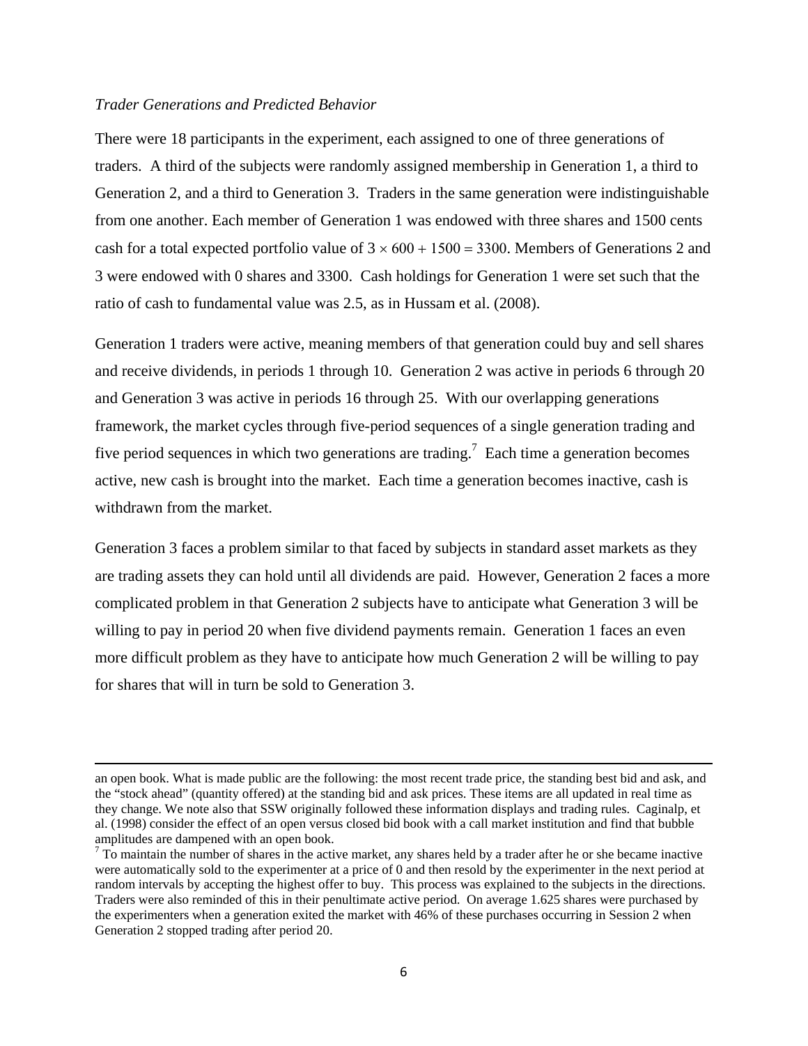*Trader Generations and Predicted Behavior*

There were 18 participants in the experiment, each assigned to one of three generations of traders. A third of the subjects were randomly assigned membership in Generation 1, a third to Generation 2, and a third to Generation 3. Traders in the same generation were indistinguishable from one another. Each member of Generation 1 was endowed with three shares and 1500 cents cash for a total expected portfolio value of $3 \times 600 + 1500 = 3300$. Members of Generations 2 and 3 were endowed with 0 shares and 3300. Cash holdings for Generation 1 were set such that the ratio of cash to fundamental value was 2.5, as in Hussam et al. (2008).

Generation 1 traders were active, meaning members of that generation could buy and sell shares and receive dividends, in periods 1 through 10. Generation 2 was active in periods 6 through 20 and Generation 3 was active in periods 16 through 25. With our overlapping generations framework, the market cycles through five-period sequences of a single generation trading and five period sequences in which two generations are trading.[7] Each time a generation becomes active, new cash is brought into the market. Each time a generation becomes inactive, cash is withdrawn from the market.

Generation 3 faces a problem similar to that faced by subjects in standard asset markets as they are trading assets they can hold until all dividends are paid. However, Generation 2 faces a more complicated problem in that Generation 2 subjects have to anticipate what Generation 3 will be willing to pay in period 20 when five dividend payments remain. Generation 1 faces an even more difficult problem as they have to anticipate how much Generation 2 will be willing to pay for shares that will in turn be sold to Generation 3.

---

an open book. What is made public are the following: the most recent trade price, the standing best bid and ask, and the "stock ahead" (quantity offered) at the standing bid and ask prices. These items are all updated in real time as they change. We note also that SSW originally followed these information displays and trading rules. Caginalp, et al. (1998) consider the effect of an open versus closed bid book with a call market institution and find that bubble amplitudes are dampened with an open book.

[7] To maintain the number of shares in the active market, any shares held by a trader after he or she became inactive were automatically sold to the experimenter at a price of 0 and then resold by the experimenter in the next period at random intervals by accepting the highest offer to buy. This process was explained to the subjects in the directions. Traders were also reminded of this in their penultimate active period. On average 1.625 shares were purchased by the experimenters when a generation exited the market with 46% of these purchases occurring in Session 2 when Generation 2 stopped trading after period 20.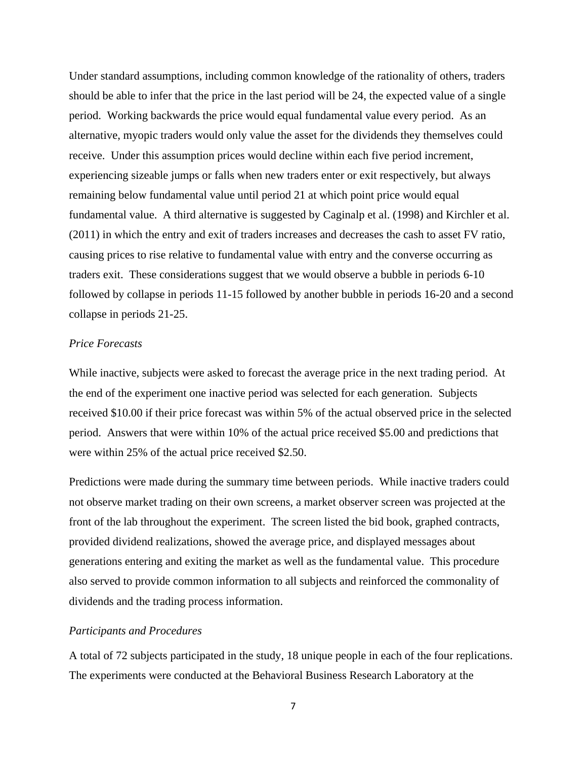Under standard assumptions, including common knowledge of the rationality of others, traders should be able to infer that the price in the last period will be 24, the expected value of a single period. Working backwards the price would equal fundamental value every period. As an alternative, myopic traders would only value the asset for the dividends they themselves could receive. Under this assumption prices would decline within each five period increment, experiencing sizeable jumps or falls when new traders enter or exit respectively, but always remaining below fundamental value until period 21 at which point price would equal fundamental value. A third alternative is suggested by Caginalp et al. (1998) and Kirchler et al. (2011) in which the entry and exit of traders increases and decreases the cash to asset FV ratio, causing prices to rise relative to fundamental value with entry and the converse occurring as traders exit. These considerations suggest that we would observe a bubble in periods 6-10 followed by collapse in periods 11-15 followed by another bubble in periods 16-20 and a second collapse in periods 21-25.

*Price Forecasts*

While inactive, subjects were asked to forecast the average price in the next trading period. At the end of the experiment one inactive period was selected for each generation. Subjects received $10.00 if their price forecast was within 5% of the actual observed price in the selected period. Answers that were within 10% of the actual price received $5.00 and predictions that were within 25% of the actual price received $2.50.

Predictions were made during the summary time between periods. While inactive traders could not observe market trading on their own screens, a market observer screen was projected at the front of the lab throughout the experiment. The screen listed the bid book, graphed contracts, provided dividend realizations, showed the average price, and displayed messages about generations entering and exiting the market as well as the fundamental value. This procedure also served to provide common information to all subjects and reinforced the commonality of dividends and the trading process information.

*Participants and Procedures*

A total of 72 subjects participated in the study, 18 unique people in each of the four replications. The experiments were conducted at the Behavioral Business Research Laboratory at the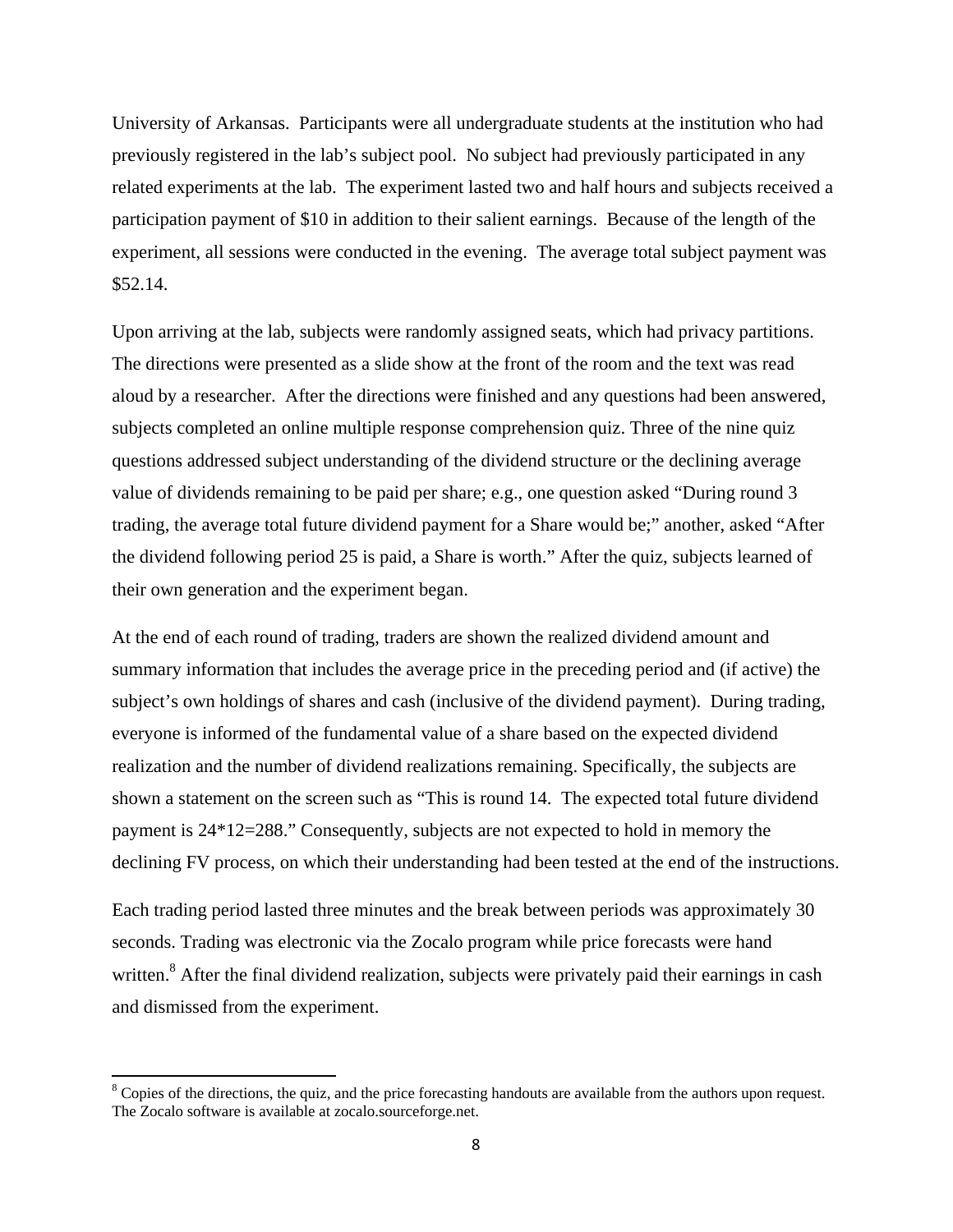University of Arkansas. Participants were all undergraduate students at the institution who had previously registered in the lab's subject pool. No subject had previously participated in any related experiments at the lab. The experiment lasted two and half hours and subjects received a participation payment of $10 in addition to their salient earnings. Because of the length of the experiment, all sessions were conducted in the evening. The average total subject payment was $52.14.

Upon arriving at the lab, subjects were randomly assigned seats, which had privacy partitions. The directions were presented as a slide show at the front of the room and the text was read aloud by a researcher. After the directions were finished and any questions had been answered, subjects completed an online multiple response comprehension quiz. Three of the nine quiz questions addressed subject understanding of the dividend structure or the declining average value of dividends remaining to be paid per share; e.g., one question asked "During round 3 trading, the average total future dividend payment for a Share would be;" another, asked "After the dividend following period 25 is paid, a Share is worth." After the quiz, subjects learned of their own generation and the experiment began.

At the end of each round of trading, traders are shown the realized dividend amount and summary information that includes the average price in the preceding period and (if active) the subject's own holdings of shares and cash (inclusive of the dividend payment). During trading, everyone is informed of the fundamental value of a share based on the expected dividend realization and the number of dividend realizations remaining. Specifically, the subjects are shown a statement on the screen such as "This is round 14. The expected total future dividend payment is 24*12=288." Consequently, subjects are not expected to hold in memory the declining FV process, on which their understanding had been tested at the end of the instructions.

Each trading period lasted three minutes and the break between periods was approximately 30 seconds. Trading was electronic via the Zocalo program while price forecasts were hand written.[8] After the final dividend realization, subjects were privately paid their earnings in cash and dismissed from the experiment.

---

[8] Copies of the directions, the quiz, and the price forecasting handouts are available from the authors upon request. The Zocalo software is available at zocalo.sourceforge.net.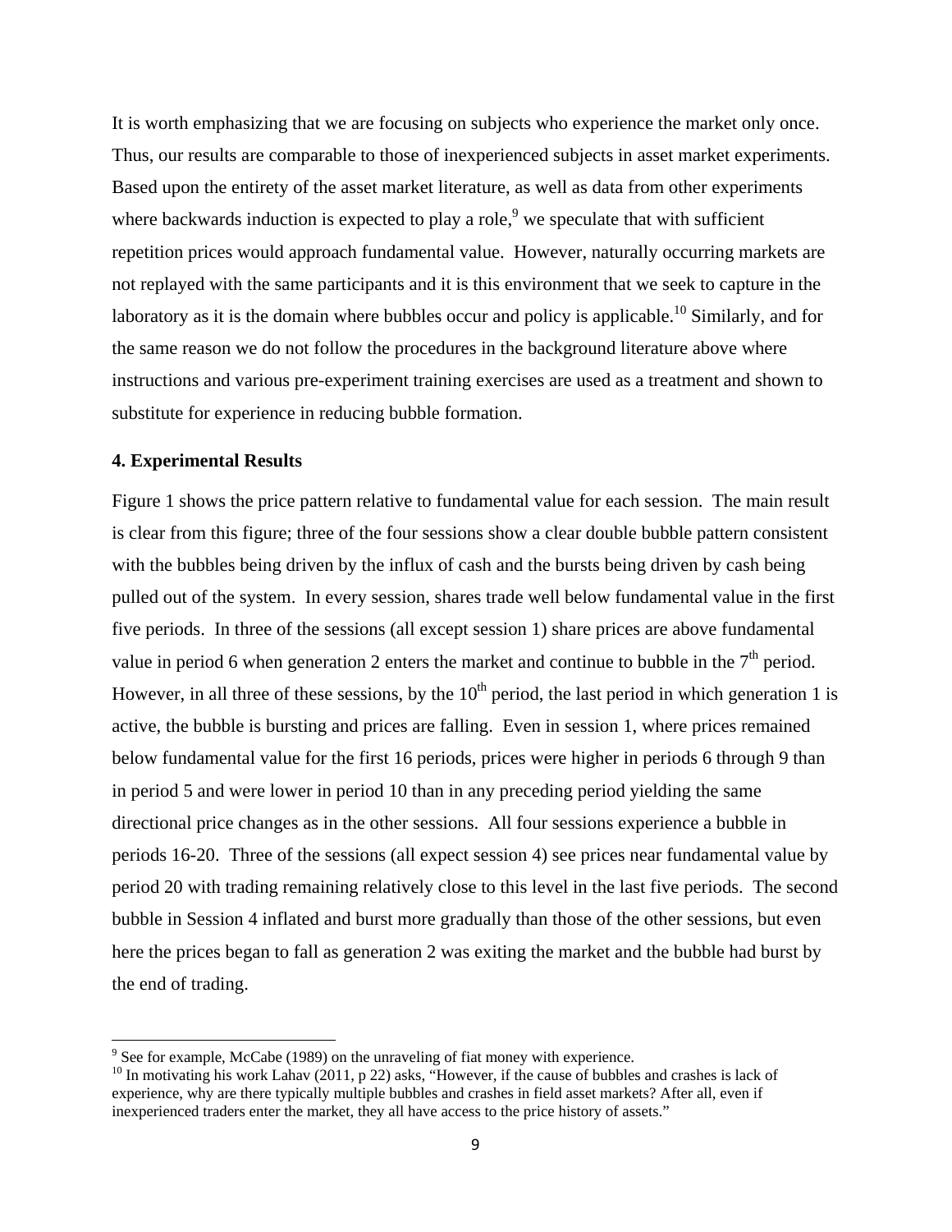It is worth emphasizing that we are focusing on subjects who experience the market only once. Thus, our results are comparable to those of inexperienced subjects in asset market experiments. Based upon the entirety of the asset market literature, as well as data from other experiments where backwards induction is expected to play a role,[9] we speculate that with sufficient repetition prices would approach fundamental value. However, naturally occurring markets are not replayed with the same participants and it is this environment that we seek to capture in the laboratory as it is the domain where bubbles occur and policy is applicable.[10] Similarly, and for the same reason we do not follow the procedures in the background literature above where instructions and various pre-experiment training exercises are used as a treatment and shown to substitute for experience in reducing bubble formation.

## 4. Experimental Results

Figure 1 shows the price pattern relative to fundamental value for each session. The main result is clear from this figure; three of the four sessions show a clear double bubble pattern consistent with the bubbles being driven by the influx of cash and the bursts being driven by cash being pulled out of the system. In every session, shares trade well below fundamental value in the first five periods. In three of the sessions (all except session 1) share prices are above fundamental value in period 6 when generation 2 enters the market and continue to bubble in the 7th period. However, in all three of these sessions, by the 10th period, the last period in which generation 1 is active, the bubble is bursting and prices are falling. Even in session 1, where prices remained below fundamental value for the first 16 periods, prices were higher in periods 6 through 9 than in period 5 and were lower in period 10 than in any preceding period yielding the same directional price changes as in the other sessions. All four sessions experience a bubble in periods 16-20. Three of the sessions (all expect session 4) see prices near fundamental value by period 20 with trading remaining relatively close to this level in the last five periods. The second bubble in Session 4 inflated and burst more gradually than those of the other sessions, but even here the prices began to fall as generation 2 was exiting the market and the bubble had burst by the end of trading.

[9] See for example, McCabe (1989) on the unraveling of fiat money with experience.

[10] In motivating his work Lahav (2011, p 22) asks, "However, if the cause of bubbles and crashes is lack of experience, why are there typically multiple bubbles and crashes in field asset markets? After all, even if inexperienced traders enter the market, they all have access to the price history of assets."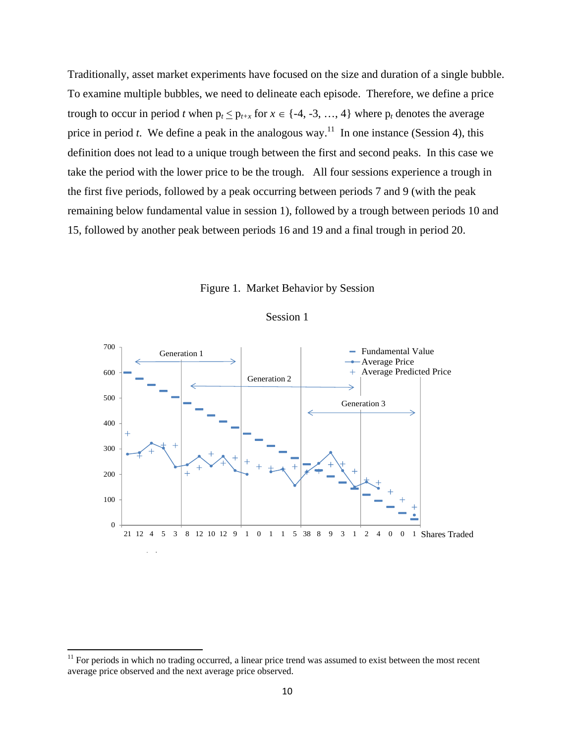Traditionally, asset market experiments have focused on the size and duration of a single bubble. To examine multiple bubbles, we need to delineate each episode. Therefore, we define a price trough to occur in period $t$ when $p_t \leq p_{t+x}$ for $x \in \{-4, -3, \ldots, 4\}$ where $p_t$ denotes the average price in period $t$. We define a peak in the analogous way.[11] In one instance (Session 4), this definition does not lead to a unique trough between the first and second peaks. In this case we take the period with the lower price to be the trough. All four sessions experience a trough in the first five periods, followed by a peak occurring between periods 7 and 9 (with the peak remaining below fundamental value in session 1), followed by a trough between periods 10 and 15, followed by another peak between periods 16 and 19 and a final trough in period 20.

Figure 1. Market Behavior by Session

Session 1

[11] For periods in which no trading occurred, a linear price trend was assumed to exist between the most recent average price observed and the next average price observed.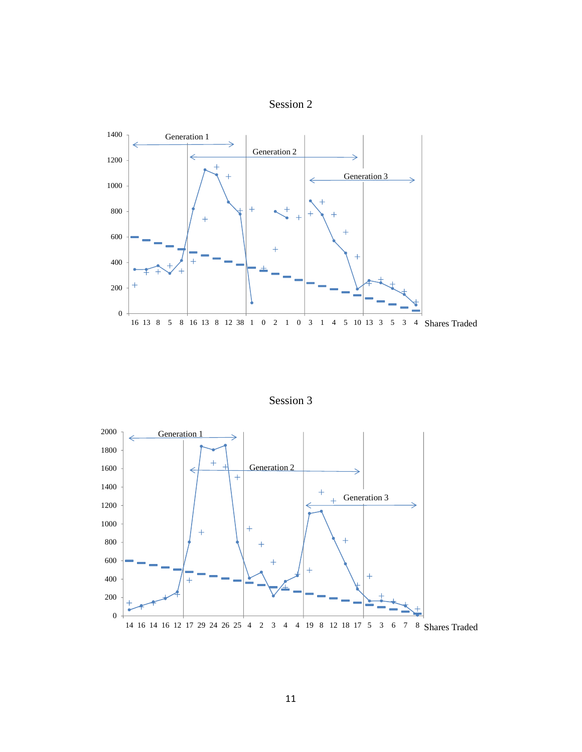Session 2

Generation 1

Generation 2

Generation 3

1400
1200
1000
800
600
400
200
0

16 13 8 5 8 16 13 8 12 38 1 0 2 1 0 3 1 4 5 10 13 3 5 3 4 Shares Traded

Session 3

Generation 1

Generation 2

Generation 3

2000
1800
1600
1400
1200
1000
800
600
400
200
0

14 16 14 16 12 17 29 24 26 25 4 2 3 4 4 19 8 12 18 17 5 3 6 7 8 Shares Traded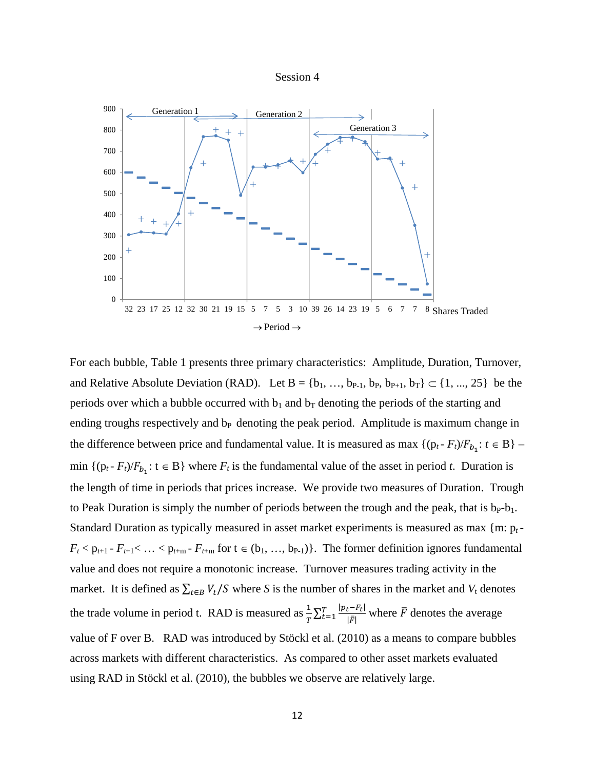Session 4

900
800
700
600
500
400
300
200
100
0

Generation 1 | Generation 2 | Generation 3

32 23 17 25 12 32 30 21 19 15 5 7 5 3 10 39 26 14 23 19 5 6 7 7 8 Shares Traded

→ Period →

For each bubble, Table 1 presents three primary characteristics: Amplitude, Duration, Turnover, and Relative Absolute Deviation (RAD). Let B = {$b_1$, …, $b_{P-1}$, $b_P$, $b_{P+1}$, $b_T$} ⊂ {1, ..., 25} be the periods over which a bubble occurred with $b_1$ and $b_T$ denoting the periods of the starting and ending troughs respectively and $b_P$ denoting the peak period. Amplitude is maximum change in the difference between price and fundamental value. It is measured as max $\{(p_t - F_t)/F_{b_1} : t \in B\}$ – min $\{(p_t - F_t)/F_{b_1} : t \in B\}$ where $F_t$ is the fundamental value of the asset in period *t*. Duration is the length of time in periods that prices increase. We provide two measures of Duration. Trough to Peak Duration is simply the number of periods between the trough and the peak, that is $b_P$-$b_1$. Standard Duration as typically measured in asset market experiments is measured as max $\{m: p_t - F_t < p_{t+1} - F_{t+1} < \ldots < p_{t+m} - F_{t+m}$ for $t \in (b_1, \ldots, b_{P-1})\}$. The former definition ignores fundamental value and does not require a monotonic increase. Turnover measures trading activity in the market. It is defined as $\sum_{t \in B} V_t / S$ where *S* is the number of shares in the market and $V_t$ denotes the trade volume in period t. RAD is measured as $\frac{1}{T}\sum_{t=1}^{T} \frac{|p_t - F_t|}{|\bar{F}|}$ where $\bar{F}$ denotes the average value of F over B. RAD was introduced by Stöckl et al. (2010) as a means to compare bubbles across markets with different characteristics. As compared to other asset markets evaluated using RAD in Stöckl et al. (2010), the bubbles we observe are relatively large.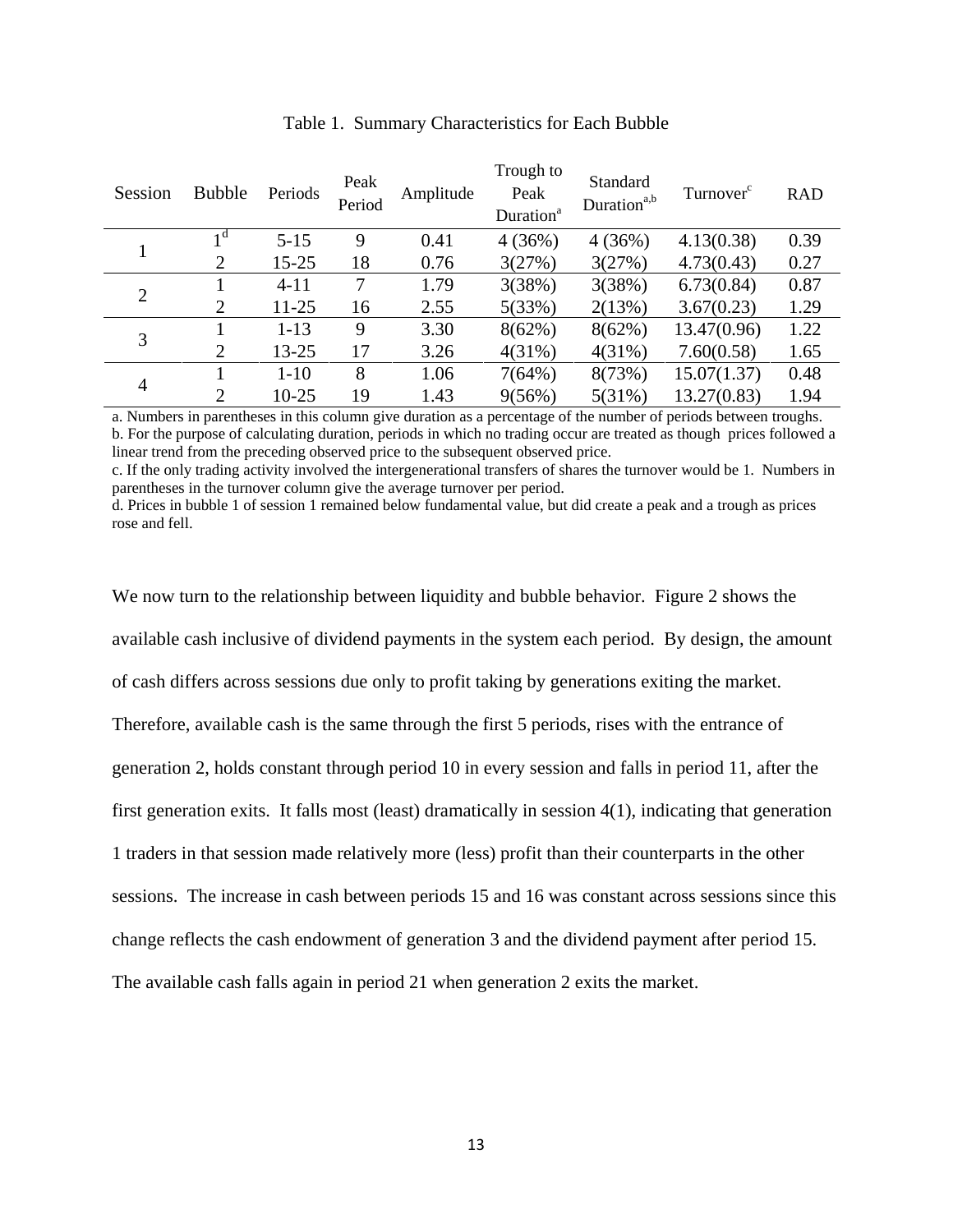Table 1. Summary Characteristics for Each Bubble

| Session | Bubble | Periods | Peak Period | Amplitude | Trough to Peak Duration[a] | Standard Duration[a,b] | Turnover[c] | RAD |
|---|---|---|---|---|---|---|---|---|
| 1 | 1[d] | 5-15 | 9 | 0.41 | 4 (36%) | 4 (36%) | 4.13(0.38) | 0.39 |
| | 2 | 15-25 | 18 | 0.76 | 3(27%) | 3(27%) | 4.73(0.43) | 0.27 |
| 2 | 1 | 4-11 | 7 | 1.79 | 3(38%) | 3(38%) | 6.73(0.84) | 0.87 |
| | 2 | 11-25 | 16 | 2.55 | 5(33%) | 2(13%) | 3.67(0.23) | 1.29 |
| 3 | 1 | 1-13 | 9 | 3.30 | 8(62%) | 8(62%) | 13.47(0.96) | 1.22 |
| | 2 | 13-25 | 17 | 3.26 | 4(31%) | 4(31%) | 7.60(0.58) | 1.65 |
| 4 | 1 | 1-10 | 8 | 1.06 | 7(64%) | 8(73%) | 15.07(1.37) | 0.48 |
| | 2 | 10-25 | 19 | 1.43 | 9(56%) | 5(31%) | 13.27(0.83) | 1.94 |

a. Numbers in parentheses in this column give duration as a percentage of the number of periods between troughs.
b. For the purpose of calculating duration, periods in which no trading occur are treated as though prices followed a linear trend from the preceding observed price to the subsequent observed price.
c. If the only trading activity involved the intergenerational transfers of shares the turnover would be 1. Numbers in parentheses in the turnover column give the average turnover per period.
d. Prices in bubble 1 of session 1 remained below fundamental value, but did create a peak and a trough as prices rose and fell.

We now turn to the relationship between liquidity and bubble behavior. Figure 2 shows the available cash inclusive of dividend payments in the system each period. By design, the amount of cash differs across sessions due only to profit taking by generations exiting the market. Therefore, available cash is the same through the first 5 periods, rises with the entrance of generation 2, holds constant through period 10 in every session and falls in period 11, after the first generation exits. It falls most (least) dramatically in session 4(1), indicating that generation 1 traders in that session made relatively more (less) profit than their counterparts in the other sessions. The increase in cash between periods 15 and 16 was constant across sessions since this change reflects the cash endowment of generation 3 and the dividend payment after period 15. The available cash falls again in period 21 when generation 2 exits the market.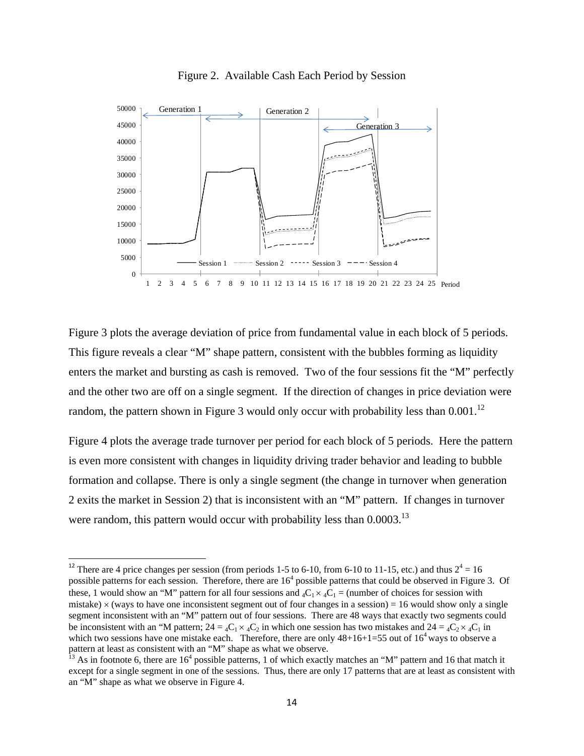Figure 2. Available Cash Each Period by Session

Figure 3 plots the average deviation of price from fundamental value in each block of 5 periods. This figure reveals a clear "M" shape pattern, consistent with the bubbles forming as liquidity enters the market and bursting as cash is removed. Two of the four sessions fit the "M" perfectly and the other two are off on a single segment. If the direction of changes in price deviation were random, the pattern shown in Figure 3 would only occur with probability less than 0.001.[12]

Figure 4 plots the average trade turnover per period for each block of 5 periods. Here the pattern is even more consistent with changes in liquidity driving trader behavior and leading to bubble formation and collapse. There is only a single segment (the change in turnover when generation 2 exits the market in Session 2) that is inconsistent with an "M" pattern. If changes in turnover were random, this pattern would occur with probability less than 0.0003.[13]

---

[12] There are 4 price changes per session (from periods 1-5 to 6-10, from 6-10 to 11-15, etc.) and thus $2^4 = 16$ possible patterns for each session. Therefore, there are $16^4$ possible patterns that could be observed in Figure 3. Of these, 1 would show an "M" pattern for all four sessions and ${}_4C_1 \times {}_4C_1$ = (number of choices for session with mistake) $\times$ (ways to have one inconsistent segment out of four changes in a session) = 16 would show only a single segment inconsistent with an "M" pattern out of four sessions. There are 48 ways that exactly two segments could be inconsistent with an "M pattern; $24 = {}_4C_1 \times {}_4C_2$ in which one session has two mistakes and $24 = {}_4C_2 \times {}_4C_1$ in which two sessions have one mistake each. Therefore, there are only 48+16+1=55 out of $16^4$ ways to observe a pattern at least as consistent with an "M" shape as what we observe.

[13] As in footnote 6, there are $16^4$ possible patterns, 1 of which exactly matches an "M" pattern and 16 that match it except for a single segment in one of the sessions. Thus, there are only 17 patterns that are at least as consistent with an "M" shape as what we observe in Figure 4.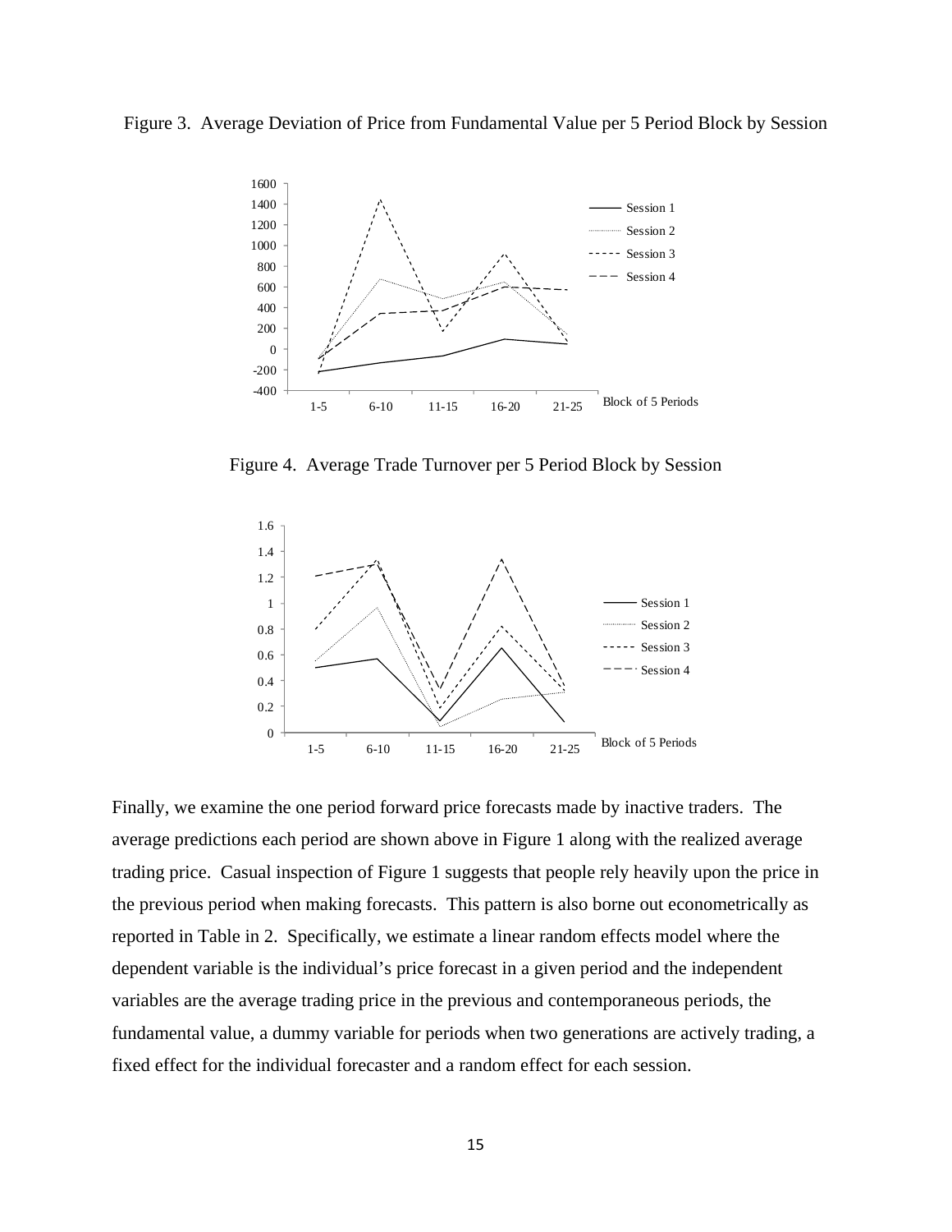Figure 3. Average Deviation of Price from Fundamental Value per 5 Period Block by Session

Figure 4. Average Trade Turnover per 5 Period Block by Session

Finally, we examine the one period forward price forecasts made by inactive traders. The average predictions each period are shown above in Figure 1 along with the realized average trading price. Casual inspection of Figure 1 suggests that people rely heavily upon the price in the previous period when making forecasts. This pattern is also borne out econometrically as reported in Table in 2. Specifically, we estimate a linear random effects model where the dependent variable is the individual's price forecast in a given period and the independent variables are the average trading price in the previous and contemporaneous periods, the fundamental value, a dummy variable for periods when two generations are actively trading, a fixed effect for the individual forecaster and a random effect for each session.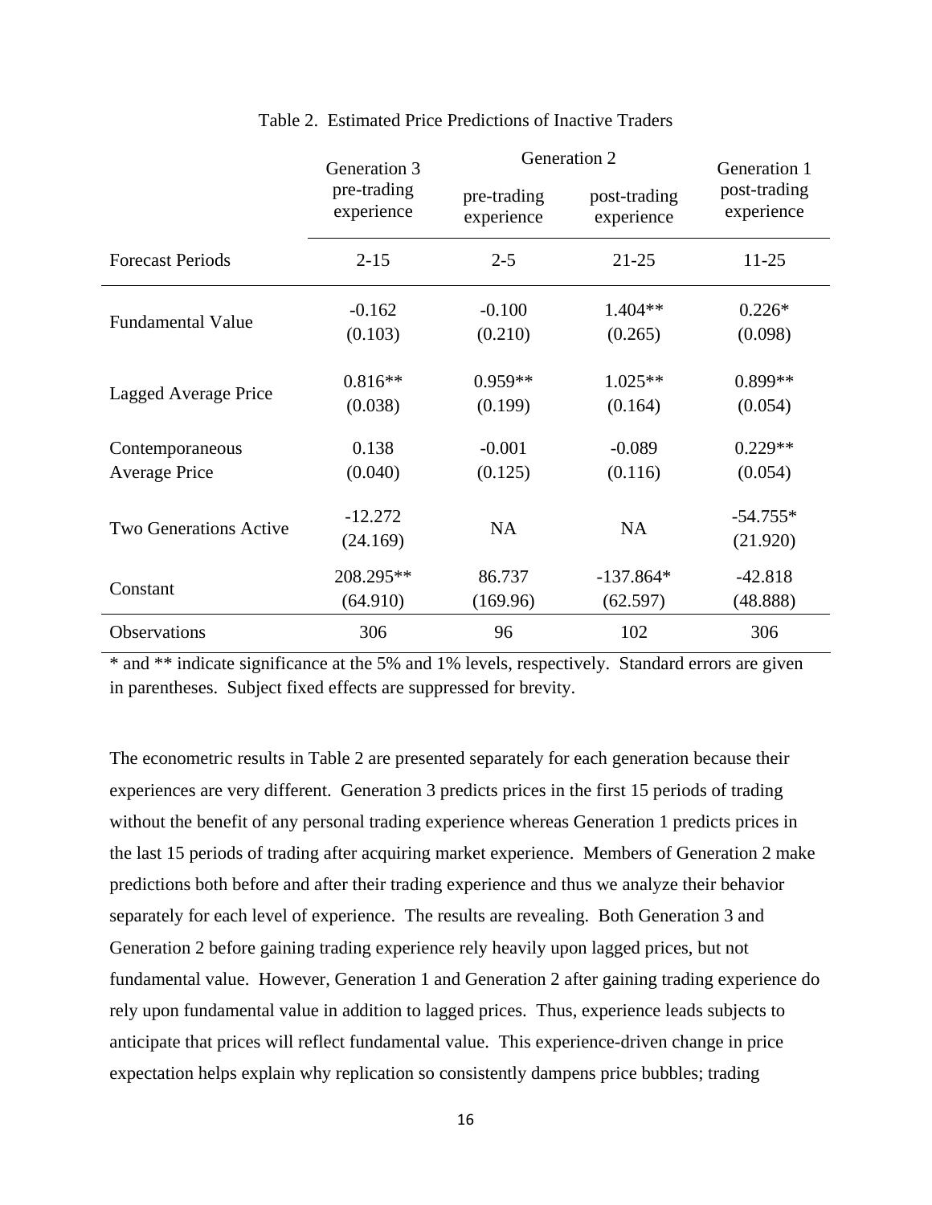Table 2. Estimated Price Predictions of Inactive Traders

| | Generation 3 | Generation 2 | | Generation 1 |
|---|---|---|---|---|
| | pre-trading experience | pre-trading experience | post-trading experience | post-trading experience |
| Forecast Periods | 2-15 | 2-5 | 21-25 | 11-25 |
| Fundamental Value | -0.162<br>(0.103) | -0.100<br>(0.210) | 1.404**<br>(0.265) | 0.226*<br>(0.098) |
| Lagged Average Price | 0.816**<br>(0.038) | 0.959**<br>(0.199) | 1.025**<br>(0.164) | 0.899**<br>(0.054) |
| Contemporaneous Average Price | 0.138<br>(0.040) | -0.001<br>(0.125) | -0.089<br>(0.116) | 0.229**<br>(0.054) |
| Two Generations Active | -12.272<br>(24.169) | NA | NA | -54.755*<br>(21.920) |
| Constant | 208.295**<br>(64.910) | 86.737<br>(169.96) | -137.864*<br>(62.597) | -42.818<br>(48.888) |
| Observations | 306 | 96 | 102 | 306 |

* and ** indicate significance at the 5% and 1% levels, respectively. Standard errors are given in parentheses. Subject fixed effects are suppressed for brevity.

The econometric results in Table 2 are presented separately for each generation because their experiences are very different. Generation 3 predicts prices in the first 15 periods of trading without the benefit of any personal trading experience whereas Generation 1 predicts prices in the last 15 periods of trading after acquiring market experience. Members of Generation 2 make predictions both before and after their trading experience and thus we analyze their behavior separately for each level of experience. The results are revealing. Both Generation 3 and Generation 2 before gaining trading experience rely heavily upon lagged prices, but not fundamental value. However, Generation 1 and Generation 2 after gaining trading experience do rely upon fundamental value in addition to lagged prices. Thus, experience leads subjects to anticipate that prices will reflect fundamental value. This experience-driven change in price expectation helps explain why replication so consistently dampens price bubbles; trading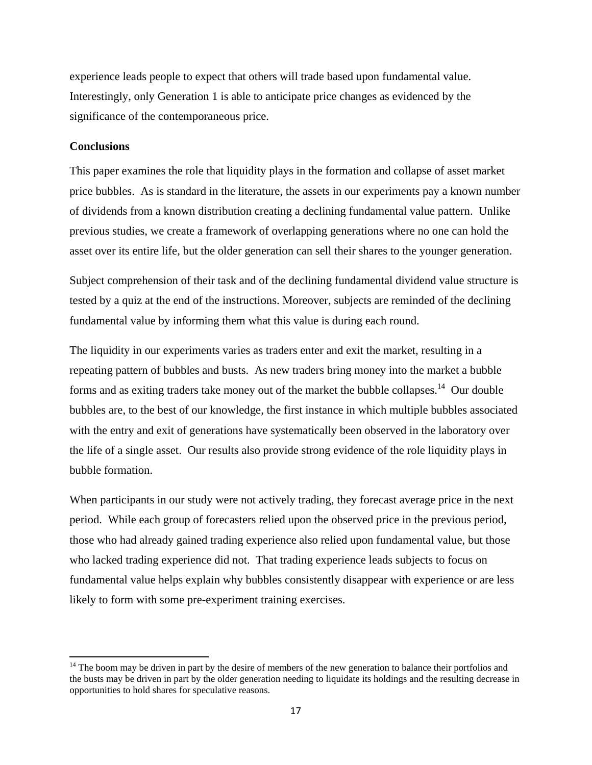experience leads people to expect that others will trade based upon fundamental value. Interestingly, only Generation 1 is able to anticipate price changes as evidenced by the significance of the contemporaneous price.

**Conclusions**

This paper examines the role that liquidity plays in the formation and collapse of asset market price bubbles. As is standard in the literature, the assets in our experiments pay a known number of dividends from a known distribution creating a declining fundamental value pattern. Unlike previous studies, we create a framework of overlapping generations where no one can hold the asset over its entire life, but the older generation can sell their shares to the younger generation.

Subject comprehension of their task and of the declining fundamental dividend value structure is tested by a quiz at the end of the instructions. Moreover, subjects are reminded of the declining fundamental value by informing them what this value is during each round.

The liquidity in our experiments varies as traders enter and exit the market, resulting in a repeating pattern of bubbles and busts. As new traders bring money into the market a bubble forms and as exiting traders take money out of the market the bubble collapses.[14] Our double bubbles are, to the best of our knowledge, the first instance in which multiple bubbles associated with the entry and exit of generations have systematically been observed in the laboratory over the life of a single asset. Our results also provide strong evidence of the role liquidity plays in bubble formation.

When participants in our study were not actively trading, they forecast average price in the next period. While each group of forecasters relied upon the observed price in the previous period, those who had already gained trading experience also relied upon fundamental value, but those who lacked trading experience did not. That trading experience leads subjects to focus on fundamental value helps explain why bubbles consistently disappear with experience or are less likely to form with some pre-experiment training exercises.

[14] The boom may be driven in part by the desire of members of the new generation to balance their portfolios and the busts may be driven in part by the older generation needing to liquidate its holdings and the resulting decrease in opportunities to hold shares for speculative reasons.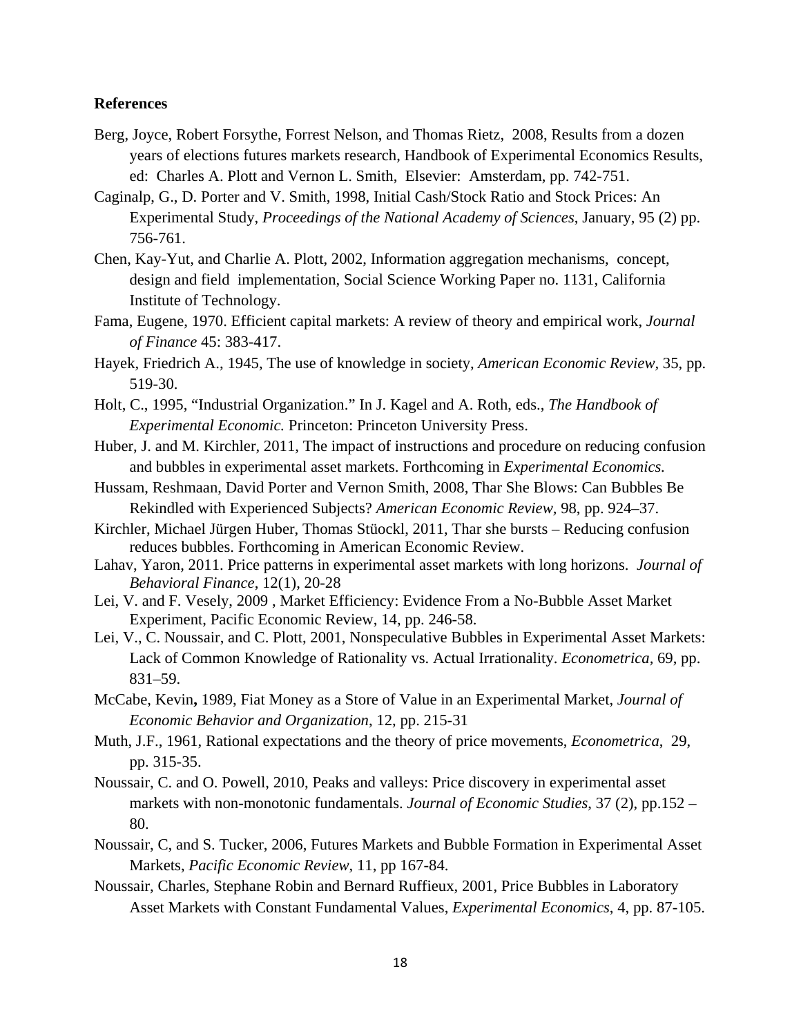**References**

Berg, Joyce, Robert Forsythe, Forrest Nelson, and Thomas Rietz, 2008, Results from a dozen years of elections futures markets research, Handbook of Experimental Economics Results, ed: Charles A. Plott and Vernon L. Smith, Elsevier: Amsterdam, pp. 742-751.

Caginalp, G., D. Porter and V. Smith, 1998, Initial Cash/Stock Ratio and Stock Prices: An Experimental Study, *Proceedings of the National Academy of Sciences*, January, 95 (2) pp. 756-761.

Chen, Kay-Yut, and Charlie A. Plott, 2002, Information aggregation mechanisms, concept, design and field implementation, Social Science Working Paper no. 1131, California Institute of Technology.

Fama, Eugene, 1970. Efficient capital markets: A review of theory and empirical work, *Journal of Finance* 45: 383-417.

Hayek, Friedrich A., 1945, The use of knowledge in society, *American Economic Review*, 35, pp. 519-30.

Holt, C., 1995, "Industrial Organization." In J. Kagel and A. Roth, eds., *The Handbook of Experimental Economic.* Princeton: Princeton University Press.

Huber, J. and M. Kirchler, 2011, The impact of instructions and procedure on reducing confusion and bubbles in experimental asset markets. Forthcoming in *Experimental Economics.*

Hussam, Reshmaan, David Porter and Vernon Smith, 2008, Thar She Blows: Can Bubbles Be Rekindled with Experienced Subjects? *American Economic Review*, 98, pp. 924–37.

Kirchler, Michael Jürgen Huber, Thomas Stüockl, 2011, Thar she bursts – Reducing confusion reduces bubbles. Forthcoming in American Economic Review.

Lahav, Yaron, 2011. Price patterns in experimental asset markets with long horizons. *Journal of Behavioral Finance*, 12(1), 20-28

Lei, V. and F. Vesely, 2009 , Market Efficiency: Evidence From a No-Bubble Asset Market Experiment, Pacific Economic Review, 14, pp. 246-58.

Lei, V., C. Noussair, and C. Plott, 2001, Nonspeculative Bubbles in Experimental Asset Markets: Lack of Common Knowledge of Rationality vs. Actual Irrationality. *Econometrica*, 69, pp. 831–59.

McCabe, Kevin**,** 1989, Fiat Money as a Store of Value in an Experimental Market, *Journal of Economic Behavior and Organization*, 12, pp. 215-31

Muth, J.F., 1961, Rational expectations and the theory of price movements, *Econometrica*, 29, pp. 315-35.

Noussair, C. and O. Powell, 2010, Peaks and valleys: Price discovery in experimental asset markets with non-monotonic fundamentals. *Journal of Economic Studies*, 37 (2), pp.152 – 80.

Noussair, C, and S. Tucker, 2006, Futures Markets and Bubble Formation in Experimental Asset Markets, *Pacific Economic Review*, 11, pp 167-84.

Noussair, Charles, Stephane Robin and Bernard Ruffieux, 2001, Price Bubbles in Laboratory Asset Markets with Constant Fundamental Values, *Experimental Economics*, 4, pp. 87-105.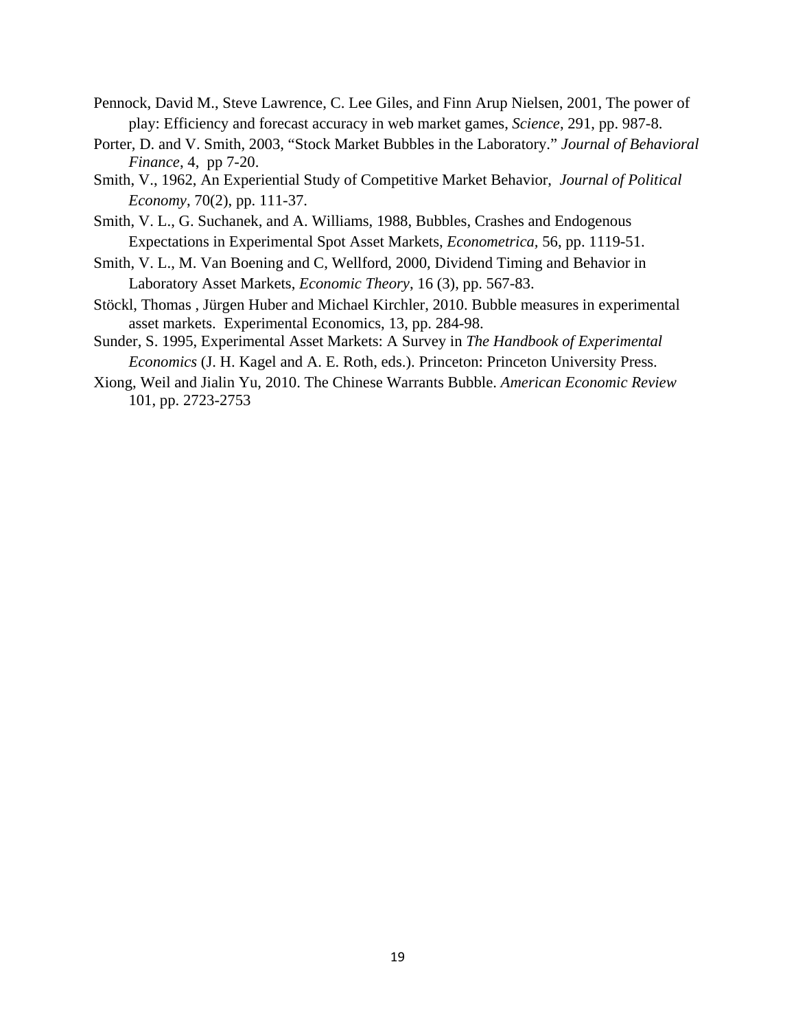Pennock, David M., Steve Lawrence, C. Lee Giles, and Finn Arup Nielsen, 2001, The power of play: Efficiency and forecast accuracy in web market games, *Science*, 291, pp. 987-8.

Porter, D. and V. Smith, 2003, "Stock Market Bubbles in the Laboratory." *Journal of Behavioral Finance*, 4, pp 7-20.

Smith, V., 1962, An Experiential Study of Competitive Market Behavior, *Journal of Political Economy*, 70(2), pp. 111-37.

Smith, V. L., G. Suchanek, and A. Williams, 1988, Bubbles, Crashes and Endogenous Expectations in Experimental Spot Asset Markets, *Econometrica,* 56, pp. 1119-51.

Smith, V. L., M. Van Boening and C, Wellford, 2000, Dividend Timing and Behavior in Laboratory Asset Markets, *Economic Theory*, 16 (3), pp. 567-83.

Stöckl, Thomas , Jürgen Huber and Michael Kirchler, 2010. Bubble measures in experimental asset markets. Experimental Economics, 13, pp. 284-98.

Sunder, S. 1995, Experimental Asset Markets: A Survey in *The Handbook of Experimental Economics* (J. H. Kagel and A. E. Roth, eds.). Princeton: Princeton University Press.

Xiong, Weil and Jialin Yu, 2010. The Chinese Warrants Bubble. *American Economic Review* 101, pp. 2723-2753